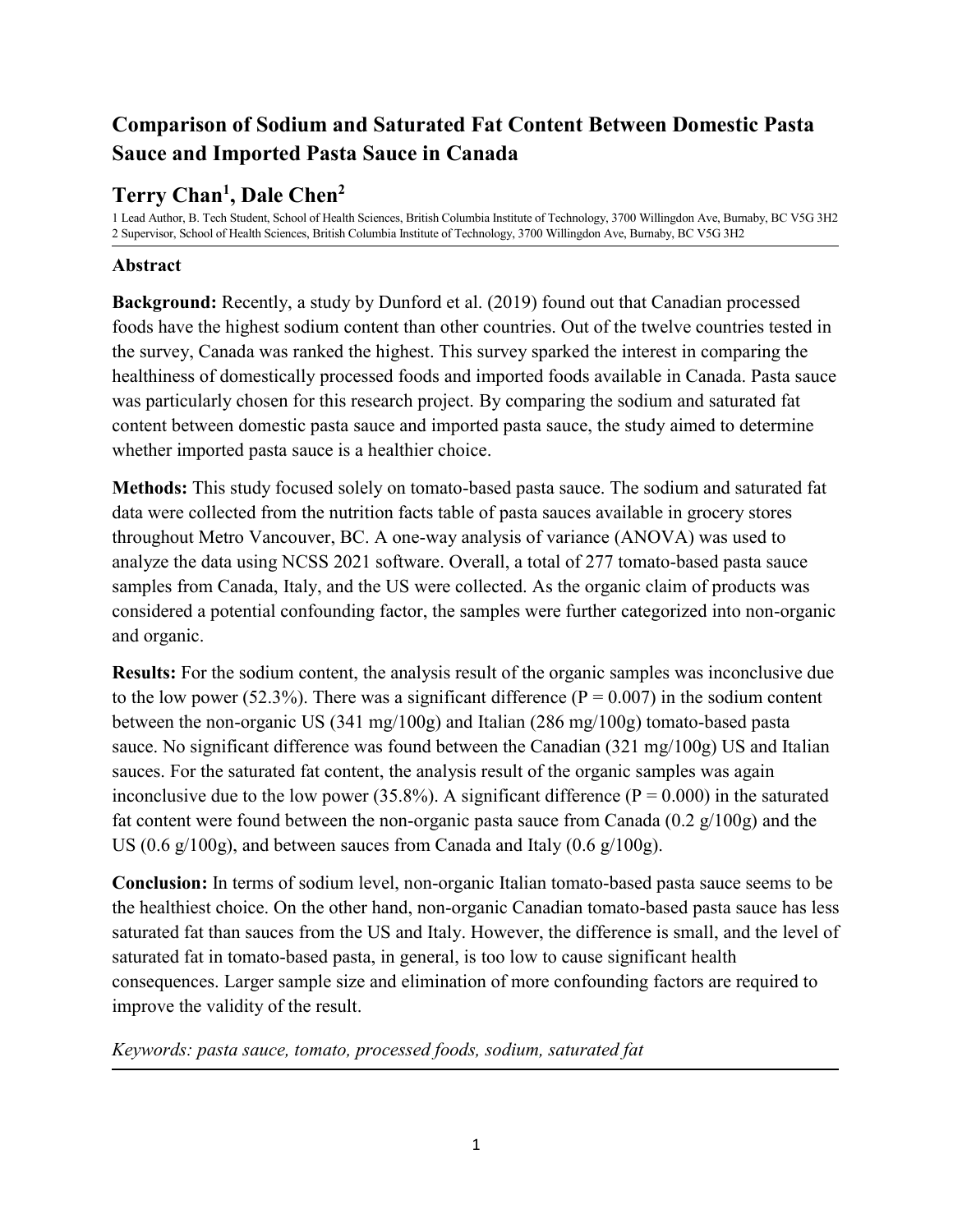# Comparison of Sodium and Saturated Fat Content Between Domestic Pasta Sauce and Imported Pasta Sauce in Canada

## Terry Chan[1], Dale Chen[2]

1 Lead Author, B. Tech Student, School of Health Sciences, British Columbia Institute of Technology, 3700 Willingdon Ave, Burnaby, BC V5G 3H2
2 Supervisor, School of Health Sciences, British Columbia Institute of Technology, 3700 Willingdon Ave, Burnaby, BC V5G 3H2

---

### Abstract

**Background:** Recently, a study by Dunford et al. (2019) found out that Canadian processed foods have the highest sodium content than other countries. Out of the twelve countries tested in the survey, Canada was ranked the highest. This survey sparked the interest in comparing the healthiness of domestically processed foods and imported foods available in Canada. Pasta sauce was particularly chosen for this research project. By comparing the sodium and saturated fat content between domestic pasta sauce and imported pasta sauce, the study aimed to determine whether imported pasta sauce is a healthier choice.

**Methods:** This study focused solely on tomato-based pasta sauce. The sodium and saturated fat data were collected from the nutrition facts table of pasta sauces available in grocery stores throughout Metro Vancouver, BC. A one-way analysis of variance (ANOVA) was used to analyze the data using NCSS 2021 software. Overall, a total of 277 tomato-based pasta sauce samples from Canada, Italy, and the US were collected. As the organic claim of products was considered a potential confounding factor, the samples were further categorized into non-organic and organic.

**Results:** For the sodium content, the analysis result of the organic samples was inconclusive due to the low power (52.3%). There was a significant difference ($P = 0.007$) in the sodium content between the non-organic US (341 mg/100g) and Italian (286 mg/100g) tomato-based pasta sauce. No significant difference was found between the Canadian (321 mg/100g) US and Italian sauces. For the saturated fat content, the analysis result of the organic samples was again inconclusive due to the low power (35.8%). A significant difference ($P = 0.000$) in the saturated fat content were found between the non-organic pasta sauce from Canada (0.2 g/100g) and the US (0.6 g/100g), and between sauces from Canada and Italy (0.6 g/100g).

**Conclusion:** In terms of sodium level, non-organic Italian tomato-based pasta sauce seems to be the healthiest choice. On the other hand, non-organic Canadian tomato-based pasta sauce has less saturated fat than sauces from the US and Italy. However, the difference is small, and the level of saturated fat in tomato-based pasta, in general, is too low to cause significant health consequences. Larger sample size and elimination of more confounding factors are required to improve the validity of the result.

*Keywords: pasta sauce, tomato, processed foods, sodium, saturated fat*

---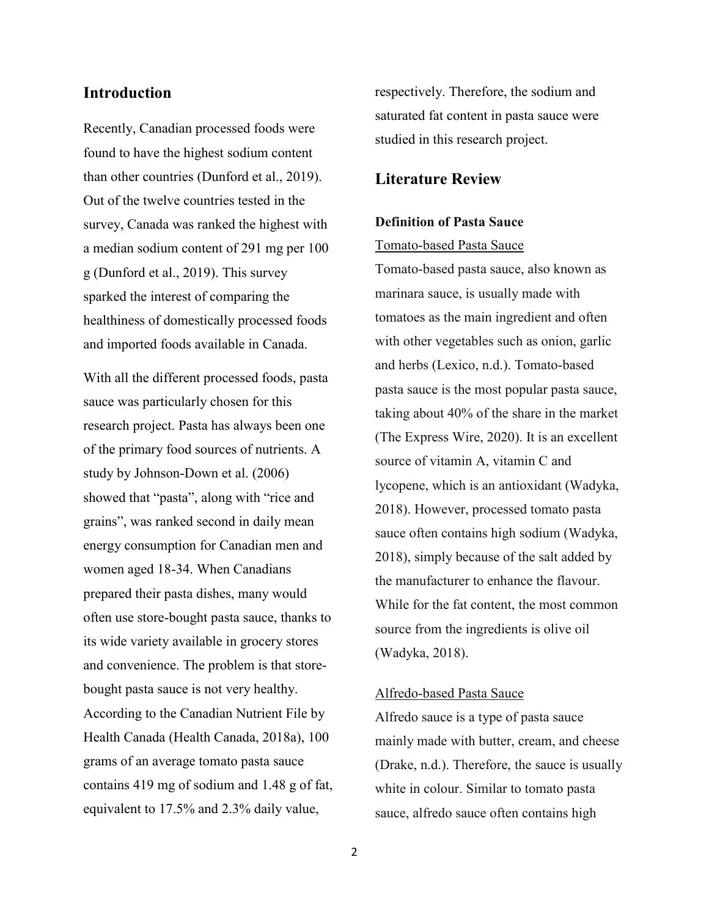## Introduction

Recently, Canadian processed foods were found to have the highest sodium content than other countries (Dunford et al., 2019). Out of the twelve countries tested in the survey, Canada was ranked the highest with a median sodium content of 291 mg per 100 g (Dunford et al., 2019). This survey sparked the interest of comparing the healthiness of domestically processed foods and imported foods available in Canada.

With all the different processed foods, pasta sauce was particularly chosen for this research project. Pasta has always been one of the primary food sources of nutrients. A study by Johnson-Down et al. (2006) showed that "pasta", along with "rice and grains", was ranked second in daily mean energy consumption for Canadian men and women aged 18-34. When Canadians prepared their pasta dishes, many would often use store-bought pasta sauce, thanks to its wide variety available in grocery stores and convenience. The problem is that store-bought pasta sauce is not very healthy. According to the Canadian Nutrient File by Health Canada (Health Canada, 2018a), 100 grams of an average tomato pasta sauce contains 419 mg of sodium and 1.48 g of fat, equivalent to 17.5% and 2.3% daily value, respectively. Therefore, the sodium and saturated fat content in pasta sauce were studied in this research project.

## Literature Review

### Definition of Pasta Sauce

Tomato-based Pasta Sauce

Tomato-based pasta sauce, also known as marinara sauce, is usually made with tomatoes as the main ingredient and often with other vegetables such as onion, garlic and herbs (Lexico, n.d.). Tomato-based pasta sauce is the most popular pasta sauce, taking about 40% of the share in the market (The Express Wire, 2020). It is an excellent source of vitamin A, vitamin C and lycopene, which is an antioxidant (Wadyka, 2018). However, processed tomato pasta sauce often contains high sodium (Wadyka, 2018), simply because of the salt added by the manufacturer to enhance the flavour. While for the fat content, the most common source from the ingredients is olive oil (Wadyka, 2018).

Alfredo-based Pasta Sauce

Alfredo sauce is a type of pasta sauce mainly made with butter, cream, and cheese (Drake, n.d.). Therefore, the sauce is usually white in colour. Similar to tomato pasta sauce, alfredo sauce often contains high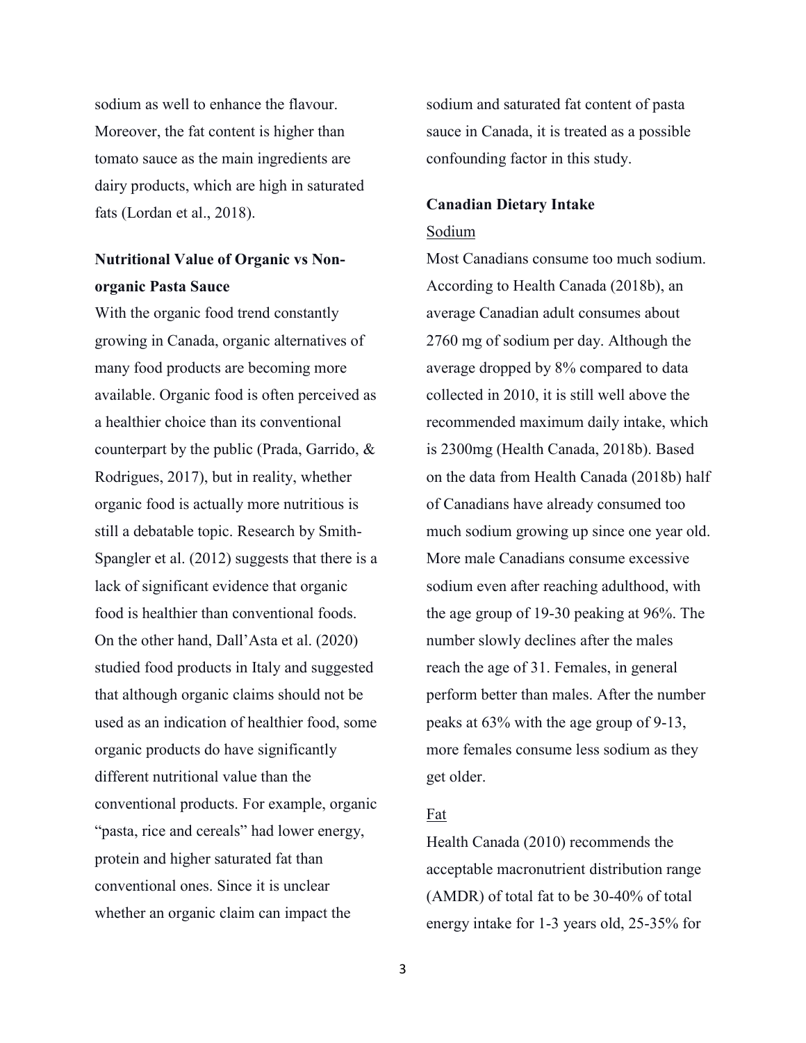sodium as well to enhance the flavour. Moreover, the fat content is higher than tomato sauce as the main ingredients are dairy products, which are high in saturated fats (Lordan et al., 2018).

## Nutritional Value of Organic vs Non-organic Pasta Sauce

With the organic food trend constantly growing in Canada, organic alternatives of many food products are becoming more available. Organic food is often perceived as a healthier choice than its conventional counterpart by the public (Prada, Garrido, & Rodrigues, 2017), but in reality, whether organic food is actually more nutritious is still a debatable topic. Research by Smith-Spangler et al. (2012) suggests that there is a lack of significant evidence that organic food is healthier than conventional foods. On the other hand, Dall'Asta et al. (2020) studied food products in Italy and suggested that although organic claims should not be used as an indication of healthier food, some organic products do have significantly different nutritional value than the conventional products. For example, organic "pasta, rice and cereals" had lower energy, protein and higher saturated fat than conventional ones. Since it is unclear whether an organic claim can impact the sodium and saturated fat content of pasta sauce in Canada, it is treated as a possible confounding factor in this study.

## Canadian Dietary Intake

### Sodium

Most Canadians consume too much sodium. According to Health Canada (2018b), an average Canadian adult consumes about 2760 mg of sodium per day. Although the average dropped by 8% compared to data collected in 2010, it is still well above the recommended maximum daily intake, which is 2300mg (Health Canada, 2018b). Based on the data from Health Canada (2018b) half of Canadians have already consumed too much sodium growing up since one year old. More male Canadians consume excessive sodium even after reaching adulthood, with the age group of 19-30 peaking at 96%. The number slowly declines after the males reach the age of 31. Females, in general perform better than males. After the number peaks at 63% with the age group of 9-13, more females consume less sodium as they get older.

### Fat

Health Canada (2010) recommends the acceptable macronutrient distribution range (AMDR) of total fat to be 30-40% of total energy intake for 1-3 years old, 25-35% for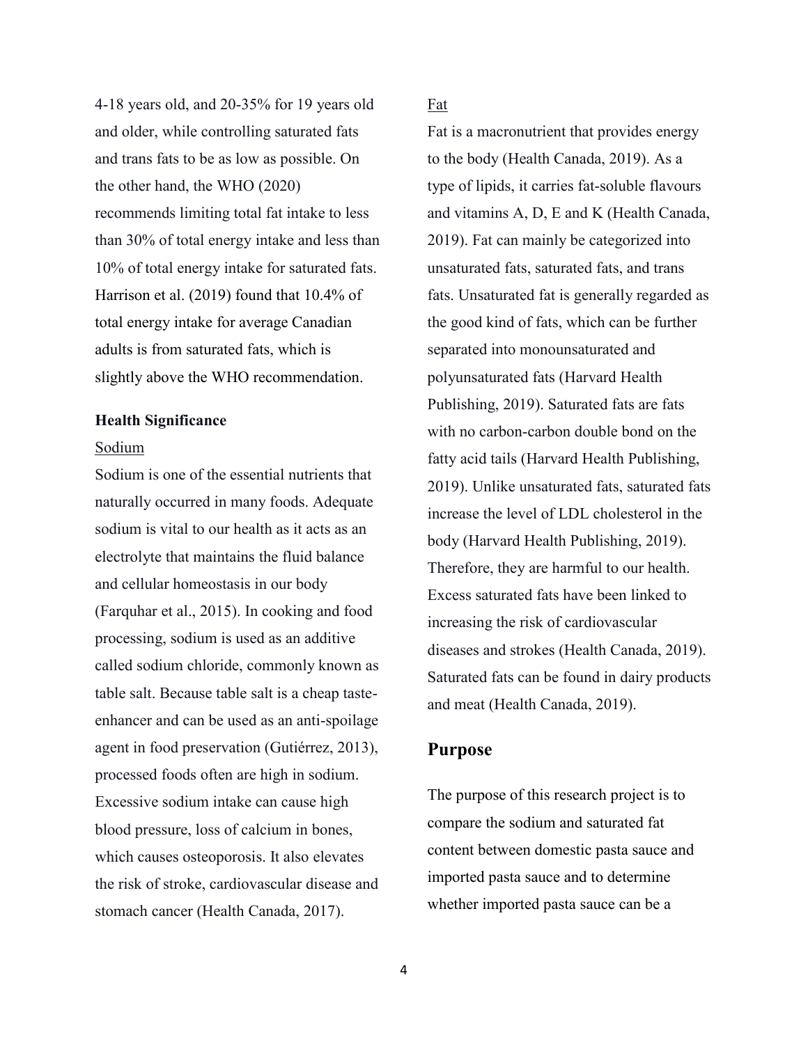4-18 years old, and 20-35% for 19 years old and older, while controlling saturated fats and trans fats to be as low as possible. On the other hand, the WHO (2020) recommends limiting total fat intake to less than 30% of total energy intake and less than 10% of total energy intake for saturated fats. Harrison et al. (2019) found that 10.4% of total energy intake for average Canadian adults is from saturated fats, which is slightly above the WHO recommendation.

**Health Significance**

Sodium

Sodium is one of the essential nutrients that naturally occurred in many foods. Adequate sodium is vital to our health as it acts as an electrolyte that maintains the fluid balance and cellular homeostasis in our body (Farquhar et al., 2015). In cooking and food processing, sodium is used as an additive called sodium chloride, commonly known as table salt. Because table salt is a cheap taste-enhancer and can be used as an anti-spoilage agent in food preservation (Gutiérrez, 2013), processed foods often are high in sodium. Excessive sodium intake can cause high blood pressure, loss of calcium in bones, which causes osteoporosis. It also elevates the risk of stroke, cardiovascular disease and stomach cancer (Health Canada, 2017).

Fat

Fat is a macronutrient that provides energy to the body (Health Canada, 2019). As a type of lipids, it carries fat-soluble flavours and vitamins A, D, E and K (Health Canada, 2019). Fat can mainly be categorized into unsaturated fats, saturated fats, and trans fats. Unsaturated fat is generally regarded as the good kind of fats, which can be further separated into monounsaturated and polyunsaturated fats (Harvard Health Publishing, 2019). Saturated fats are fats with no carbon-carbon double bond on the fatty acid tails (Harvard Health Publishing, 2019). Unlike unsaturated fats, saturated fats increase the level of LDL cholesterol in the body (Harvard Health Publishing, 2019). Therefore, they are harmful to our health. Excess saturated fats have been linked to increasing the risk of cardiovascular diseases and strokes (Health Canada, 2019). Saturated fats can be found in dairy products and meat (Health Canada, 2019).

## Purpose

The purpose of this research project is to compare the sodium and saturated fat content between domestic pasta sauce and imported pasta sauce and to determine whether imported pasta sauce can be a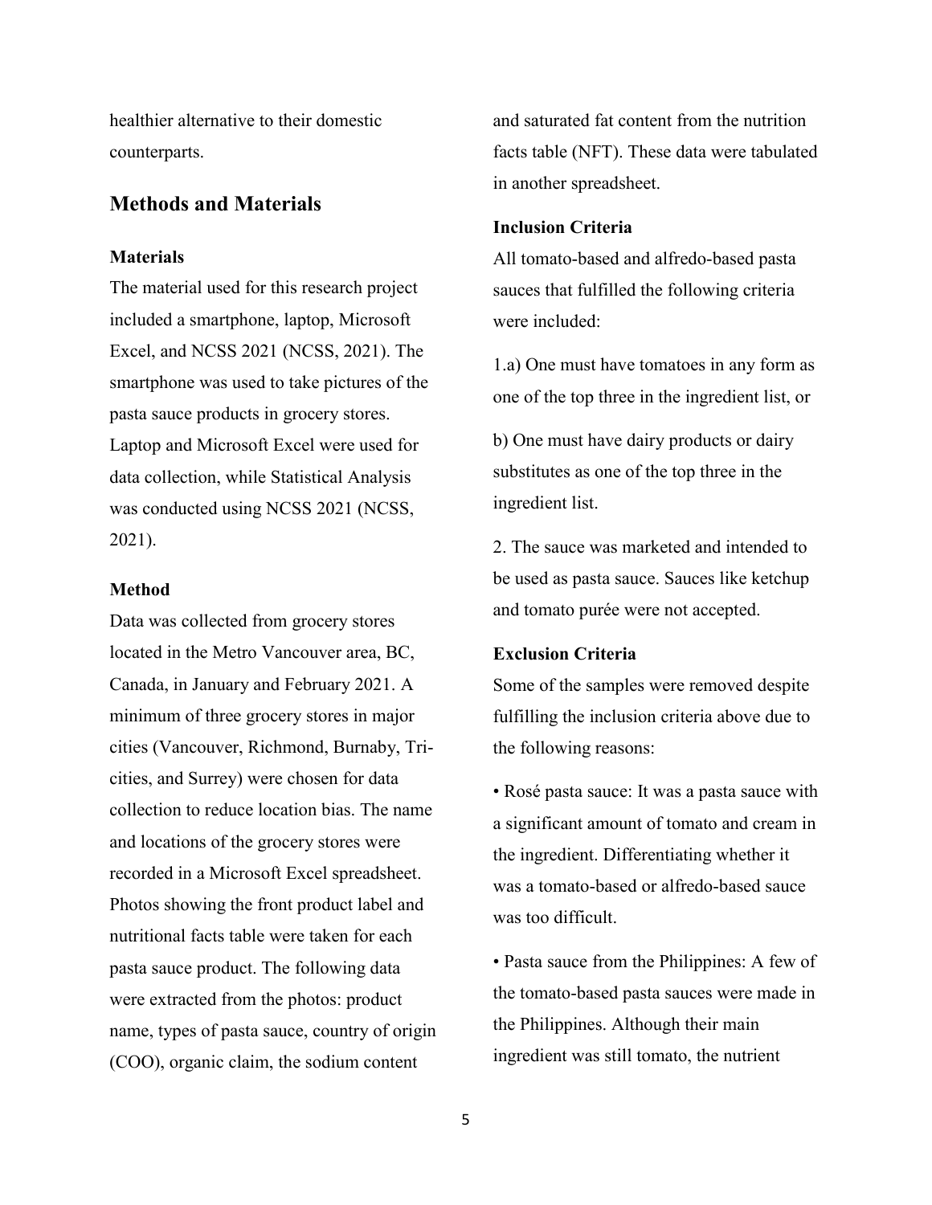healthier alternative to their domestic counterparts.

## Methods and Materials

### Materials

The material used for this research project included a smartphone, laptop, Microsoft Excel, and NCSS 2021 (NCSS, 2021). The smartphone was used to take pictures of the pasta sauce products in grocery stores. Laptop and Microsoft Excel were used for data collection, while Statistical Analysis was conducted using NCSS 2021 (NCSS, 2021).

### Method

Data was collected from grocery stores located in the Metro Vancouver area, BC, Canada, in January and February 2021. A minimum of three grocery stores in major cities (Vancouver, Richmond, Burnaby, Tri-cities, and Surrey) were chosen for data collection to reduce location bias. The name and locations of the grocery stores were recorded in a Microsoft Excel spreadsheet. Photos showing the front product label and nutritional facts table were taken for each pasta sauce product. The following data were extracted from the photos: product name, types of pasta sauce, country of origin (COO), organic claim, the sodium content and saturated fat content from the nutrition facts table (NFT). These data were tabulated in another spreadsheet.

### Inclusion Criteria

All tomato-based and alfredo-based pasta sauces that fulfilled the following criteria were included:

1.a) One must have tomatoes in any form as one of the top three in the ingredient list, or

b) One must have dairy products or dairy substitutes as one of the top three in the ingredient list.

2. The sauce was marketed and intended to be used as pasta sauce. Sauces like ketchup and tomato purée were not accepted.

### Exclusion Criteria

Some of the samples were removed despite fulfilling the inclusion criteria above due to the following reasons:

- Rosé pasta sauce: It was a pasta sauce with a significant amount of tomato and cream in the ingredient. Differentiating whether it was a tomato-based or alfredo-based sauce was too difficult.
- Pasta sauce from the Philippines: A few of the tomato-based pasta sauces were made in the Philippines. Although their main ingredient was still tomato, the nutrient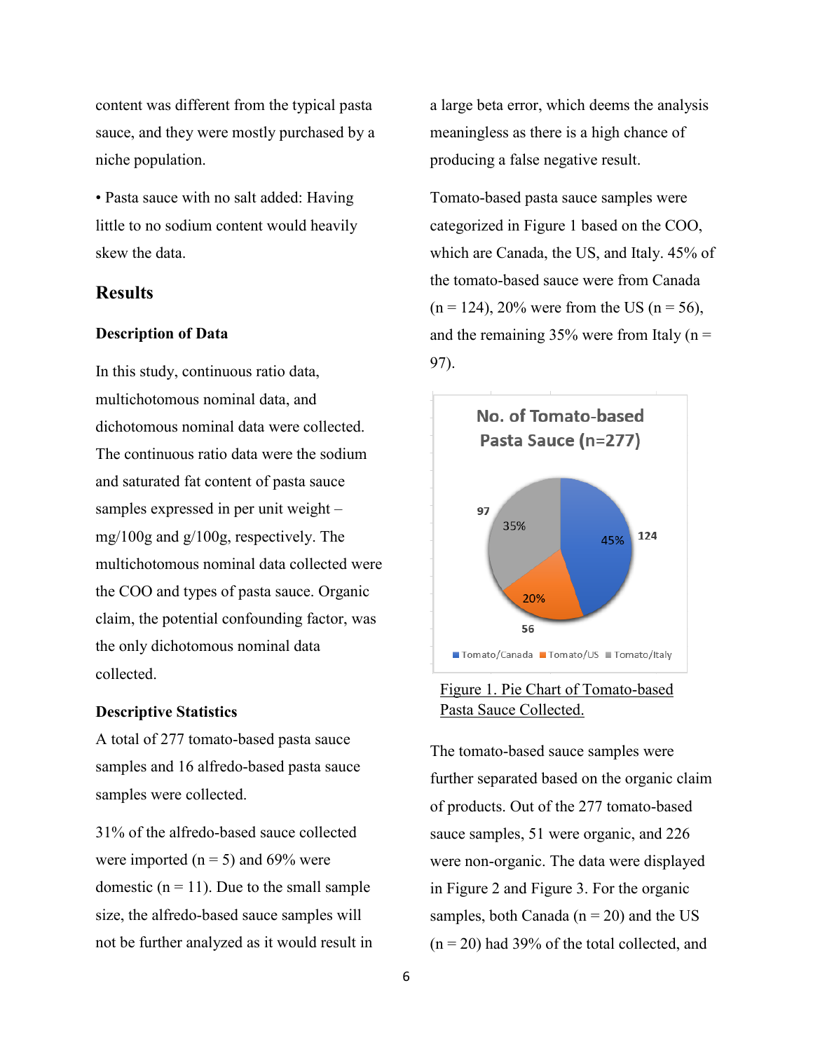content was different from the typical pasta sauce, and they were mostly purchased by a niche population.

• Pasta sauce with no salt added: Having little to no sodium content would heavily skew the data.

## Results

### Description of Data

In this study, continuous ratio data, multichotomous nominal data, and dichotomous nominal data were collected. The continuous ratio data were the sodium and saturated fat content of pasta sauce samples expressed in per unit weight – mg/100g and g/100g, respectively. The multichotomous nominal data collected were the COO and types of pasta sauce. Organic claim, the potential confounding factor, was the only dichotomous nominal data collected.

### Descriptive Statistics

A total of 277 tomato-based pasta sauce samples and 16 alfredo-based pasta sauce samples were collected.

31% of the alfredo-based sauce collected were imported (n = 5) and 69% were domestic (n = 11). Due to the small sample size, the alfredo-based sauce samples will not be further analyzed as it would result in a large beta error, which deems the analysis meaningless as there is a high chance of producing a false negative result.

Tomato-based pasta sauce samples were categorized in Figure 1 based on the COO, which are Canada, the US, and Italy. 45% of the tomato-based sauce were from Canada (n = 124), 20% were from the US (n = 56), and the remaining 35% were from Italy (n = 97).

Figure 1. Pie Chart of Tomato-based Pasta Sauce Collected.

The tomato-based sauce samples were further separated based on the organic claim of products. Out of the 277 tomato-based sauce samples, 51 were organic, and 226 were non-organic. The data were displayed in Figure 2 and Figure 3. For the organic samples, both Canada (n = 20) and the US (n = 20) had 39% of the total collected, and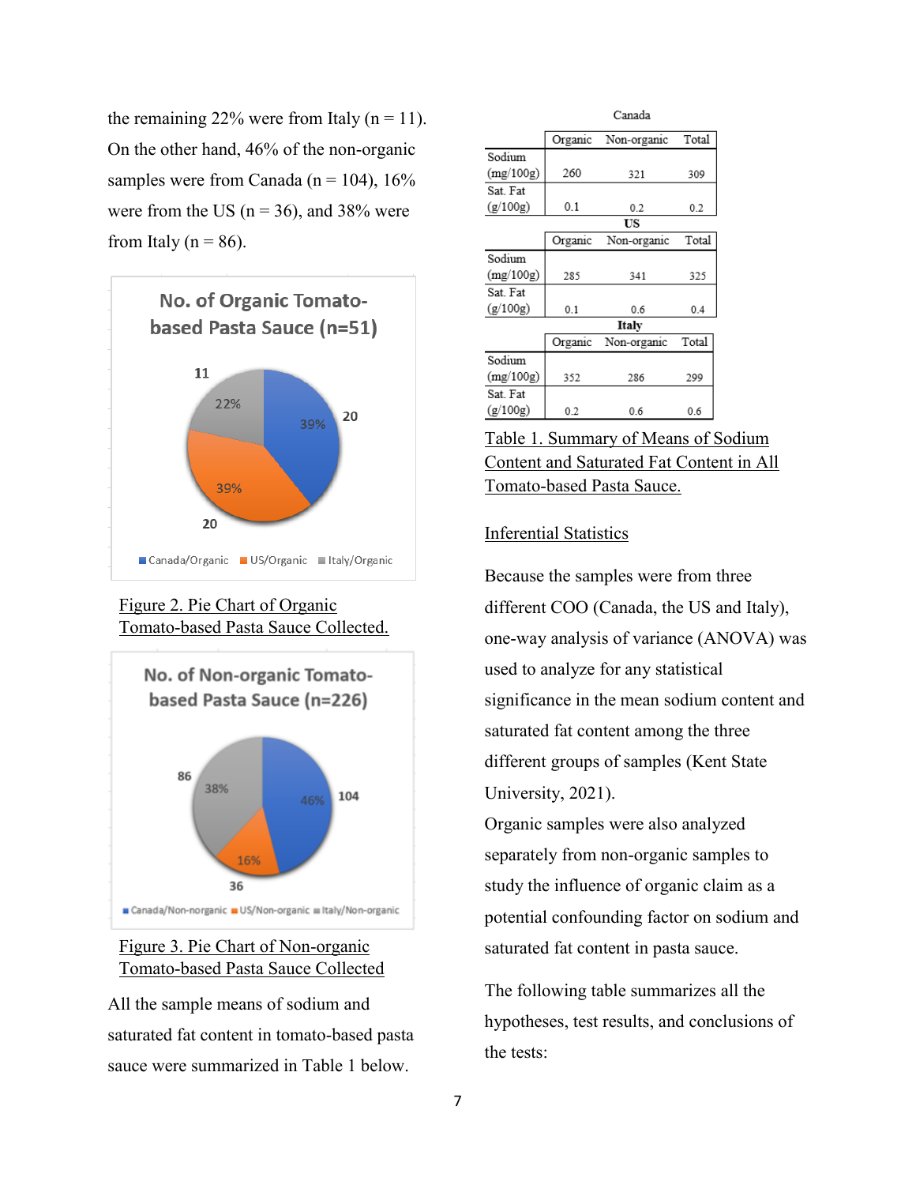the remaining 22% were from Italy (n = 11). On the other hand, 46% of the non-organic samples were from Canada (n = 104), 16% were from the US (n = 36), and 38% were from Italy (n = 86).

Figure 2. Pie Chart of Organic Tomato-based Pasta Sauce Collected.

Figure 3. Pie Chart of Non-organic Tomato-based Pasta Sauce Collected

All the sample means of sodium and saturated fat content in tomato-based pasta sauce were summarized in Table 1 below.

**Canada**

| | Organic | Non-organic | Total |
|---|---|---|---|
| Sodium (mg/100g) | 260 | 321 | 309 |
| Sat. Fat (g/100g) | 0.1 | 0.2 | 0.2 |

**US**

| | Organic | Non-organic | Total |
|---|---|---|---|
| Sodium (mg/100g) | 285 | 341 | 325 |
| Sat. Fat (g/100g) | 0.1 | 0.6 | 0.4 |

**Italy**

| | Organic | Non-organic | Total |
|---|---|---|---|
| Sodium (mg/100g) | 352 | 286 | 299 |
| Sat. Fat (g/100g) | 0.2 | 0.6 | 0.6 |

Table 1. Summary of Means of Sodium Content and Saturated Fat Content in All Tomato-based Pasta Sauce.

## Inferential Statistics

Because the samples were from three different COO (Canada, the US and Italy), one-way analysis of variance (ANOVA) was used to analyze for any statistical significance in the mean sodium content and saturated fat content among the three different groups of samples (Kent State University, 2021).

Organic samples were also analyzed separately from non-organic samples to study the influence of organic claim as a potential confounding factor on sodium and saturated fat content in pasta sauce.

The following table summarizes all the hypotheses, test results, and conclusions of the tests: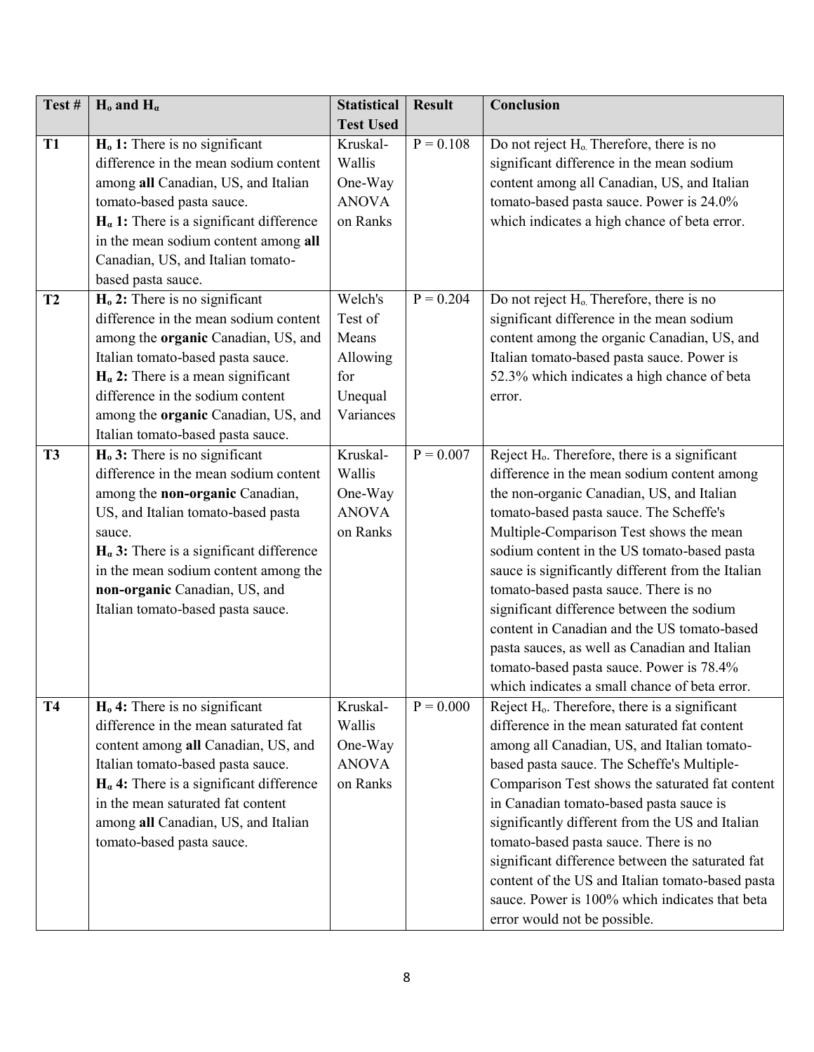| Test # | $H_o$ and $H_\alpha$ | Statistical Test Used | Result | Conclusion |
|---|---|---|---|---|
| **T1** | **$H_o$ 1:** There is no significant difference in the mean sodium content among **all** Canadian, US, and Italian tomato-based pasta sauce.<br>**$H_\alpha$ 1:** There is a significant difference in the mean sodium content among **all** Canadian, US, and Italian tomato-based pasta sauce. | Kruskal-Wallis One-Way ANOVA on Ranks | P = 0.108 | Do not reject $H_o$. Therefore, there is no significant difference in the mean sodium content among all Canadian, US, and Italian tomato-based pasta sauce. Power is 24.0% which indicates a high chance of beta error. |
| **T2** | **$H_o$ 2:** There is no significant difference in the mean sodium content among the **organic** Canadian, US, and Italian tomato-based pasta sauce.<br>**$H_\alpha$ 2:** There is a mean significant difference in the sodium content among the **organic** Canadian, US, and Italian tomato-based pasta sauce. | Welch's Test of Means Allowing for Unequal Variances | P = 0.204 | Do not reject $H_o$. Therefore, there is no significant difference in the mean sodium content among the organic Canadian, US, and Italian tomato-based pasta sauce. Power is 52.3% which indicates a high chance of beta error. |
| **T3** | **$H_o$ 3:** There is no significant difference in the mean sodium content among the **non-organic** Canadian, US, and Italian tomato-based pasta sauce.<br>**$H_\alpha$ 3:** There is a significant difference in the mean sodium content among the **non-organic** Canadian, US, and Italian tomato-based pasta sauce. | Kruskal-Wallis One-Way ANOVA on Ranks | P = 0.007 | Reject $H_o$. Therefore, there is a significant difference in the mean sodium content among the non-organic Canadian, US, and Italian tomato-based pasta sauce. The Scheffe's Multiple-Comparison Test shows the mean sodium content in the US tomato-based pasta sauce is significantly different from the Italian tomato-based pasta sauce. There is no significant difference between the sodium content in Canadian and the US tomato-based pasta sauces, as well as Canadian and Italian tomato-based pasta sauce. Power is 78.4% which indicates a small chance of beta error. |
| **T4** | **$H_o$ 4:** There is no significant difference in the mean saturated fat content among **all** Canadian, US, and Italian tomato-based pasta sauce.<br>**$H_\alpha$ 4:** There is a significant difference in the mean saturated fat content among **all** Canadian, US, and Italian tomato-based pasta sauce. | Kruskal-Wallis One-Way ANOVA on Ranks | P = 0.000 | Reject $H_o$. Therefore, there is a significant difference in the mean saturated fat content among all Canadian, US, and Italian tomato-based pasta sauce. The Scheffe's Multiple-Comparison Test shows the saturated fat content in Canadian tomato-based pasta sauce is significantly different from the US and Italian tomato-based pasta sauce. There is no significant difference between the saturated fat content of the US and Italian tomato-based pasta sauce. Power is 100% which indicates that beta error would not be possible. |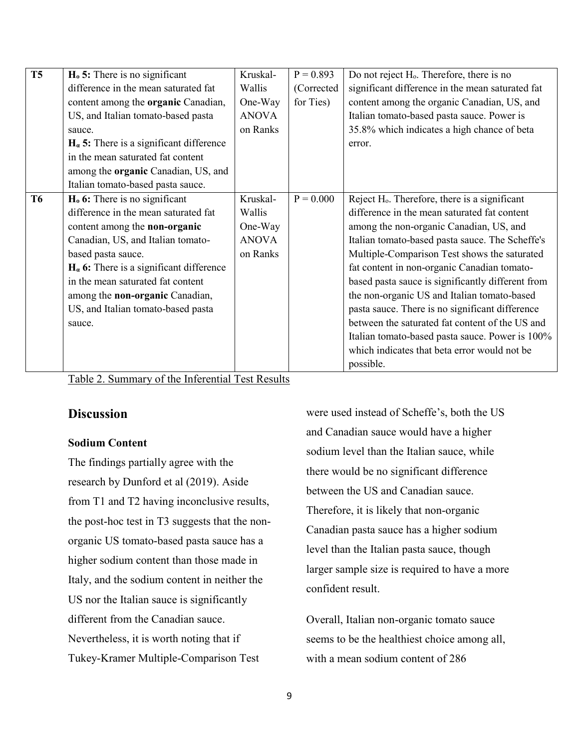| | | | | |
|---|---|---|---|---|
| **T5** | **$H_o$ 5:** There is no significant difference in the mean saturated fat content among the **organic** Canadian, US, and Italian tomato-based pasta sauce.<br>**$H_\alpha$ 5:** There is a significant difference in the mean saturated fat content among the **organic** Canadian, US, and Italian tomato-based pasta sauce. | Kruskal-Wallis One-Way ANOVA on Ranks | P = 0.893 (Corrected for Ties) | Do not reject $H_o$. Therefore, there is no significant difference in the mean saturated fat content among the organic Canadian, US, and Italian tomato-based pasta sauce. Power is 35.8% which indicates a high chance of beta error. |
| **T6** | **$H_o$ 6:** There is no significant difference in the mean saturated fat content among the **non-organic** Canadian, US, and Italian tomato-based pasta sauce.<br>**$H_\alpha$ 6:** There is a significant difference in the mean saturated fat content among the **non-organic** Canadian, US, and Italian tomato-based pasta sauce. | Kruskal-Wallis One-Way ANOVA on Ranks | P = 0.000 | Reject $H_o$. Therefore, there is a significant difference in the mean saturated fat content among the non-organic Canadian, US, and Italian tomato-based pasta sauce. The Scheffe's Multiple-Comparison Test shows the saturated fat content in non-organic Canadian tomato-based pasta sauce is significantly different from the non-organic US and Italian tomato-based pasta sauce. There is no significant difference between the saturated fat content of the US and Italian tomato-based pasta sauce. Power is 100% which indicates that beta error would not be possible. |

Table 2. Summary of the Inferential Test Results

## Discussion

### Sodium Content

The findings partially agree with the research by Dunford et al (2019). Aside from T1 and T2 having inconclusive results, the post-hoc test in T3 suggests that the non-organic US tomato-based pasta sauce has a higher sodium content than those made in Italy, and the sodium content in neither the US nor the Italian sauce is significantly different from the Canadian sauce. Nevertheless, it is worth noting that if Tukey-Kramer Multiple-Comparison Test were used instead of Scheffe's, both the US and Canadian sauce would have a higher sodium level than the Italian sauce, while there would be no significant difference between the US and Canadian sauce. Therefore, it is likely that non-organic Canadian pasta sauce has a higher sodium level than the Italian pasta sauce, though larger sample size is required to have a more confident result.

Overall, Italian non-organic tomato sauce seems to be the healthiest choice among all, with a mean sodium content of 286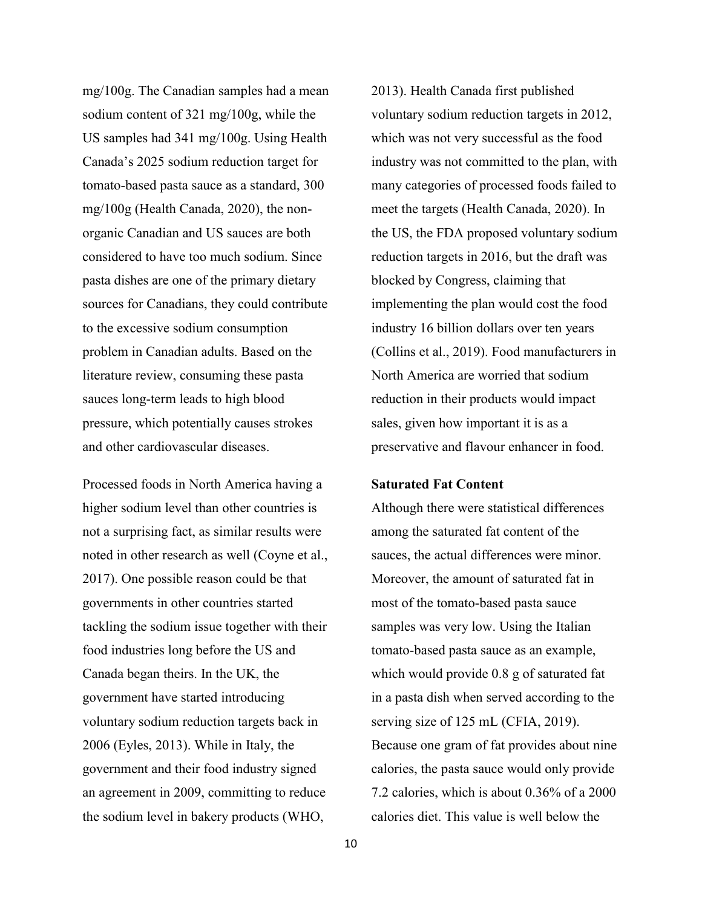mg/100g. The Canadian samples had a mean sodium content of 321 mg/100g, while the US samples had 341 mg/100g. Using Health Canada's 2025 sodium reduction target for tomato-based pasta sauce as a standard, 300 mg/100g (Health Canada, 2020), the non-organic Canadian and US sauces are both considered to have too much sodium. Since pasta dishes are one of the primary dietary sources for Canadians, they could contribute to the excessive sodium consumption problem in Canadian adults. Based on the literature review, consuming these pasta sauces long-term leads to high blood pressure, which potentially causes strokes and other cardiovascular diseases.

Processed foods in North America having a higher sodium level than other countries is not a surprising fact, as similar results were noted in other research as well (Coyne et al., 2017). One possible reason could be that governments in other countries started tackling the sodium issue together with their food industries long before the US and Canada began theirs. In the UK, the government have started introducing voluntary sodium reduction targets back in 2006 (Eyles, 2013). While in Italy, the government and their food industry signed an agreement in 2009, committing to reduce the sodium level in bakery products (WHO, 2013). Health Canada first published voluntary sodium reduction targets in 2012, which was not very successful as the food industry was not committed to the plan, with many categories of processed foods failed to meet the targets (Health Canada, 2020). In the US, the FDA proposed voluntary sodium reduction targets in 2016, but the draft was blocked by Congress, claiming that implementing the plan would cost the food industry 16 billion dollars over ten years (Collins et al., 2019). Food manufacturers in North America are worried that sodium reduction in their products would impact sales, given how important it is as a preservative and flavour enhancer in food.

**Saturated Fat Content**

Although there were statistical differences among the saturated fat content of the sauces, the actual differences were minor. Moreover, the amount of saturated fat in most of the tomato-based pasta sauce samples was very low. Using the Italian tomato-based pasta sauce as an example, which would provide 0.8 g of saturated fat in a pasta dish when served according to the serving size of 125 mL (CFIA, 2019). Because one gram of fat provides about nine calories, the pasta sauce would only provide 7.2 calories, which is about 0.36% of a 2000 calories diet. This value is well below the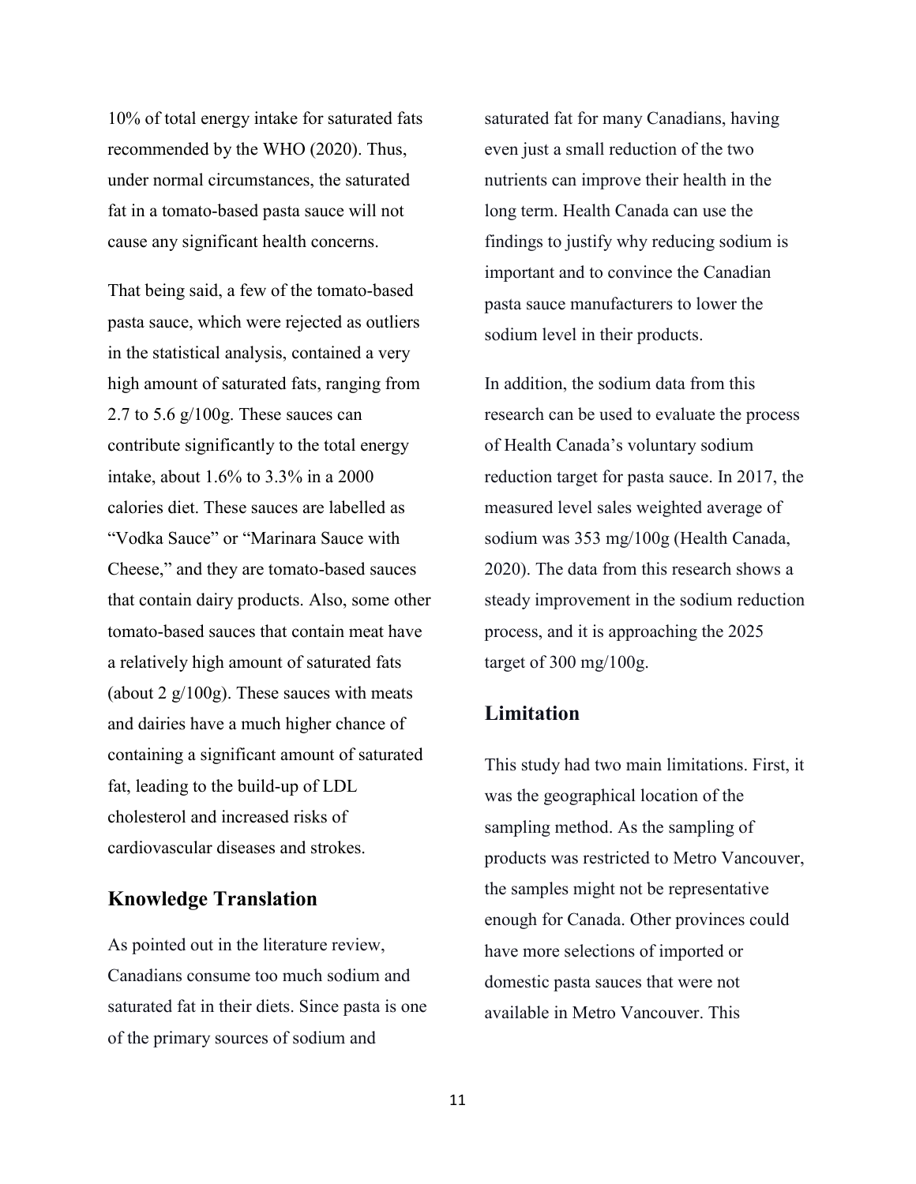10% of total energy intake for saturated fats recommended by the WHO (2020). Thus, under normal circumstances, the saturated fat in a tomato-based pasta sauce will not cause any significant health concerns.

That being said, a few of the tomato-based pasta sauce, which were rejected as outliers in the statistical analysis, contained a very high amount of saturated fats, ranging from 2.7 to 5.6 g/100g. These sauces can contribute significantly to the total energy intake, about 1.6% to 3.3% in a 2000 calories diet. These sauces are labelled as "Vodka Sauce" or "Marinara Sauce with Cheese," and they are tomato-based sauces that contain dairy products. Also, some other tomato-based sauces that contain meat have a relatively high amount of saturated fats (about 2 g/100g). These sauces with meats and dairies have a much higher chance of containing a significant amount of saturated fat, leading to the build-up of LDL cholesterol and increased risks of cardiovascular diseases and strokes.

## Knowledge Translation

As pointed out in the literature review, Canadians consume too much sodium and saturated fat in their diets. Since pasta is one of the primary sources of sodium and saturated fat for many Canadians, having even just a small reduction of the two nutrients can improve their health in the long term. Health Canada can use the findings to justify why reducing sodium is important and to convince the Canadian pasta sauce manufacturers to lower the sodium level in their products.

In addition, the sodium data from this research can be used to evaluate the process of Health Canada's voluntary sodium reduction target for pasta sauce. In 2017, the measured level sales weighted average of sodium was 353 mg/100g (Health Canada, 2020). The data from this research shows a steady improvement in the sodium reduction process, and it is approaching the 2025 target of 300 mg/100g.

## Limitation

This study had two main limitations. First, it was the geographical location of the sampling method. As the sampling of products was restricted to Metro Vancouver, the samples might not be representative enough for Canada. Other provinces could have more selections of imported or domestic pasta sauces that were not available in Metro Vancouver. This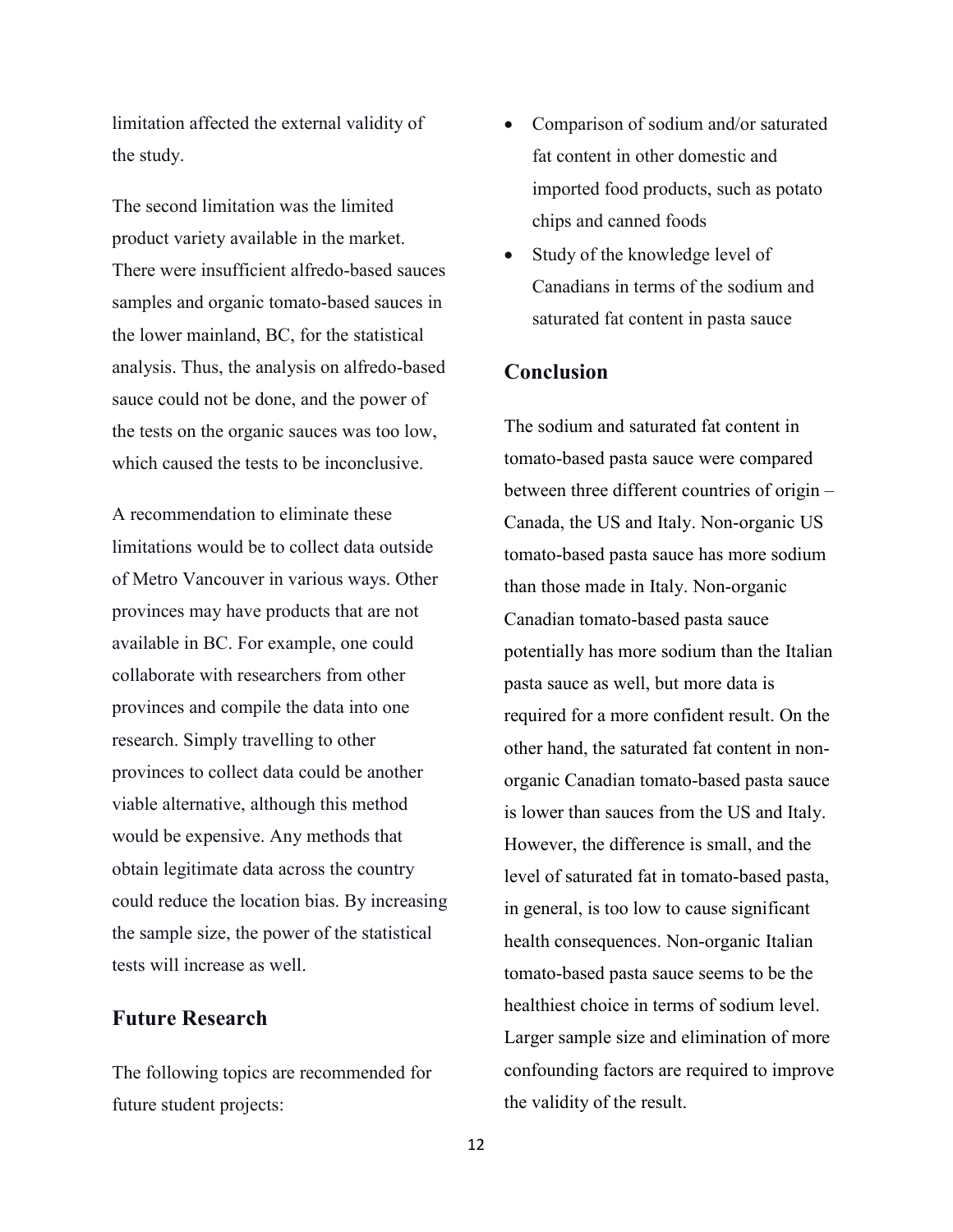limitation affected the external validity of the study.

The second limitation was the limited product variety available in the market. There were insufficient alfredo-based sauces samples and organic tomato-based sauces in the lower mainland, BC, for the statistical analysis. Thus, the analysis on alfredo-based sauce could not be done, and the power of the tests on the organic sauces was too low, which caused the tests to be inconclusive.

A recommendation to eliminate these limitations would be to collect data outside of Metro Vancouver in various ways. Other provinces may have products that are not available in BC. For example, one could collaborate with researchers from other provinces and compile the data into one research. Simply travelling to other provinces to collect data could be another viable alternative, although this method would be expensive. Any methods that obtain legitimate data across the country could reduce the location bias. By increasing the sample size, the power of the statistical tests will increase as well.

## Future Research

The following topics are recommended for future student projects:

- Comparison of sodium and/or saturated fat content in other domestic and imported food products, such as potato chips and canned foods
- Study of the knowledge level of Canadians in terms of the sodium and saturated fat content in pasta sauce

## Conclusion

The sodium and saturated fat content in tomato-based pasta sauce were compared between three different countries of origin – Canada, the US and Italy. Non-organic US tomato-based pasta sauce has more sodium than those made in Italy. Non-organic Canadian tomato-based pasta sauce potentially has more sodium than the Italian pasta sauce as well, but more data is required for a more confident result. On the other hand, the saturated fat content in non-organic Canadian tomato-based pasta sauce is lower than sauces from the US and Italy. However, the difference is small, and the level of saturated fat in tomato-based pasta, in general, is too low to cause significant health consequences. Non-organic Italian tomato-based pasta sauce seems to be the healthiest choice in terms of sodium level. Larger sample size and elimination of more confounding factors are required to improve the validity of the result.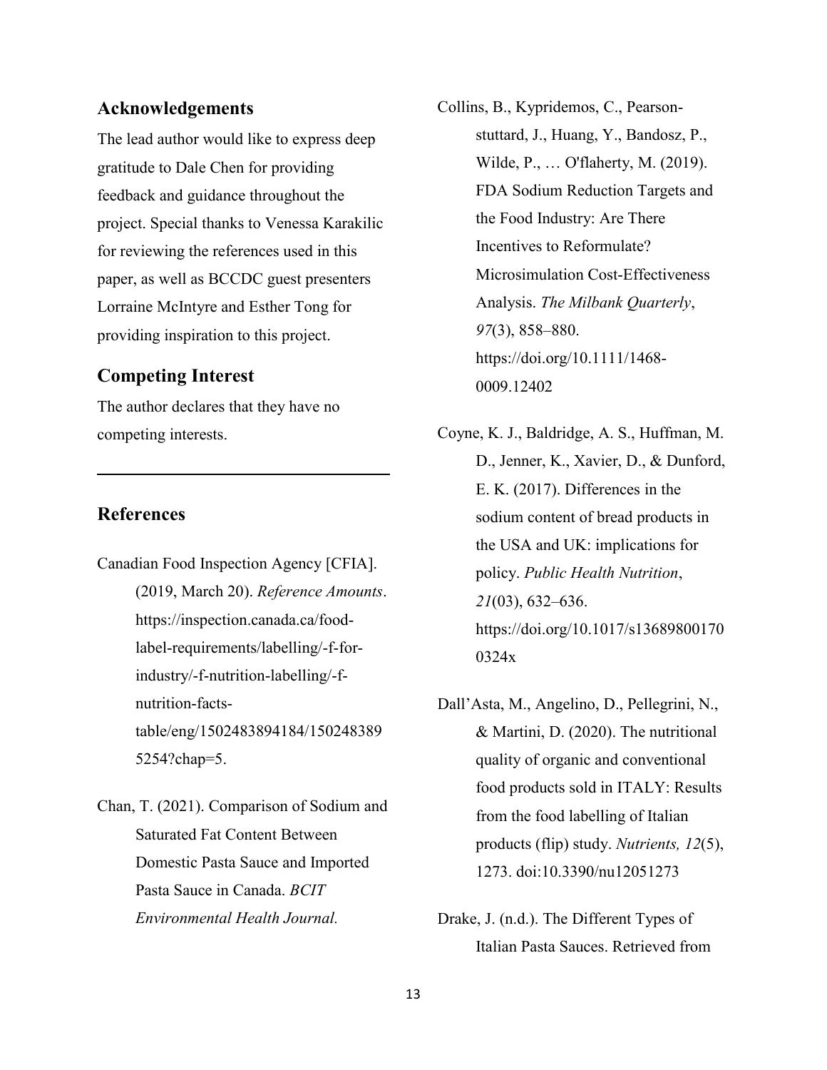## Acknowledgements

The lead author would like to express deep gratitude to Dale Chen for providing feedback and guidance throughout the project. Special thanks to Venessa Karakilic for reviewing the references used in this paper, as well as BCCDC guest presenters Lorraine McIntyre and Esther Tong for providing inspiration to this project.

## Competing Interest

The author declares that they have no competing interests.

---

## References

Canadian Food Inspection Agency [CFIA]. (2019, March 20). *Reference Amounts*. https://inspection.canada.ca/food-label-requirements/labelling/-f-for-industry/-f-nutrition-labelling/-f-nutrition-facts-table/eng/1502483894184/1502483895254?chap=5.

Chan, T. (2021). Comparison of Sodium and Saturated Fat Content Between Domestic Pasta Sauce and Imported Pasta Sauce in Canada. *BCIT Environmental Health Journal.*

Collins, B., Kypridemos, C., Pearson-stuttard, J., Huang, Y., Bandosz, P., Wilde, P., … O'flaherty, M. (2019). FDA Sodium Reduction Targets and the Food Industry: Are There Incentives to Reformulate? Microsimulation Cost-Effectiveness Analysis. *The Milbank Quarterly*, *97*(3), 858–880. https://doi.org/10.1111/1468-0009.12402

Coyne, K. J., Baldridge, A. S., Huffman, M. D., Jenner, K., Xavier, D., & Dunford, E. K. (2017). Differences in the sodium content of bread products in the USA and UK: implications for policy. *Public Health Nutrition*, *21*(03), 632–636. https://doi.org/10.1017/s136898001700324x

Dall'Asta, M., Angelino, D., Pellegrini, N., & Martini, D. (2020). The nutritional quality of organic and conventional food products sold in ITALY: Results from the food labelling of Italian products (flip) study. *Nutrients, 12*(5), 1273. doi:10.3390/nu12051273

Drake, J. (n.d.). The Different Types of Italian Pasta Sauces. Retrieved from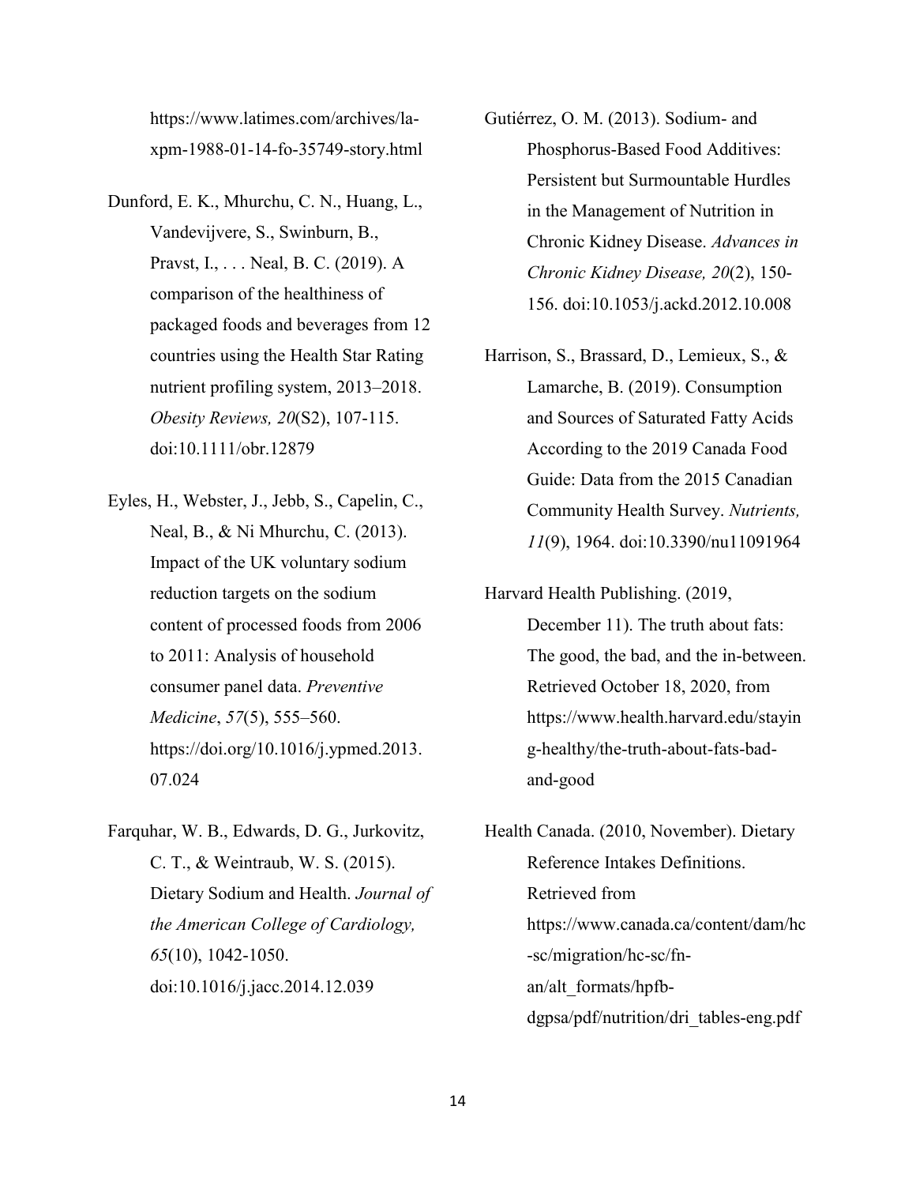https://www.latimes.com/archives/la-xpm-1988-01-14-fo-35749-story.html

Dunford, E. K., Mhurchu, C. N., Huang, L., Vandevijvere, S., Swinburn, B., Pravst, I., . . . Neal, B. C. (2019). A comparison of the healthiness of packaged foods and beverages from 12 countries using the Health Star Rating nutrient profiling system, 2013–2018. *Obesity Reviews, 20*(S2), 107-115. doi:10.1111/obr.12879

Eyles, H., Webster, J., Jebb, S., Capelin, C., Neal, B., & Ni Mhurchu, C. (2013). Impact of the UK voluntary sodium reduction targets on the sodium content of processed foods from 2006 to 2011: Analysis of household consumer panel data. *Preventive Medicine*, *57*(5), 555–560. https://doi.org/10.1016/j.ypmed.2013.07.024

Farquhar, W. B., Edwards, D. G., Jurkovitz, C. T., & Weintraub, W. S. (2015). Dietary Sodium and Health. *Journal of the American College of Cardiology, 65*(10), 1042-1050. doi:10.1016/j.jacc.2014.12.039

Gutiérrez, O. M. (2013). Sodium- and Phosphorus-Based Food Additives: Persistent but Surmountable Hurdles in the Management of Nutrition in Chronic Kidney Disease. *Advances in Chronic Kidney Disease, 20*(2), 150-156. doi:10.1053/j.ackd.2012.10.008

Harrison, S., Brassard, D., Lemieux, S., & Lamarche, B. (2019). Consumption and Sources of Saturated Fatty Acids According to the 2019 Canada Food Guide: Data from the 2015 Canadian Community Health Survey. *Nutrients, 11*(9), 1964. doi:10.3390/nu11091964

Harvard Health Publishing. (2019, December 11). The truth about fats: The good, the bad, and the in-between. Retrieved October 18, 2020, from https://www.health.harvard.edu/staying-healthy/the-truth-about-fats-bad-and-good

Health Canada. (2010, November). Dietary Reference Intakes Definitions. Retrieved from https://www.canada.ca/content/dam/hc-sc/migration/hc-sc/fn-an/alt_formats/hpfb-dgpsa/pdf/nutrition/dri_tables-eng.pdf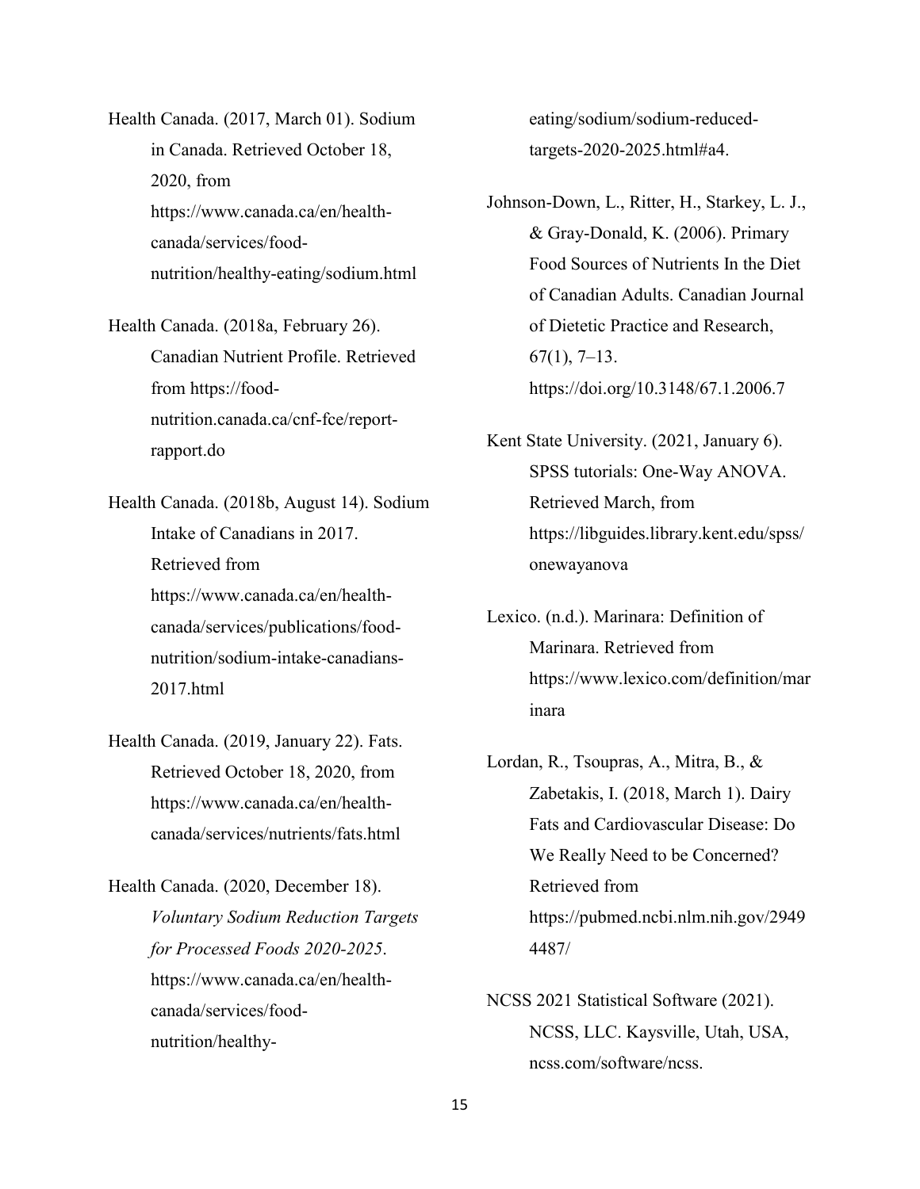Health Canada. (2017, March 01). Sodium in Canada. Retrieved October 18, 2020, from https://www.canada.ca/en/health-canada/services/food-nutrition/healthy-eating/sodium.html

Health Canada. (2018a, February 26). Canadian Nutrient Profile. Retrieved from https://food-nutrition.canada.ca/cnf-fce/report-rapport.do

Health Canada. (2018b, August 14). Sodium Intake of Canadians in 2017. Retrieved from https://www.canada.ca/en/health-canada/services/publications/food-nutrition/sodium-intake-canadians-2017.html

Health Canada. (2019, January 22). Fats. Retrieved October 18, 2020, from https://www.canada.ca/en/health-canada/services/nutrients/fats.html

Health Canada. (2020, December 18). *Voluntary Sodium Reduction Targets for Processed Foods 2020-2025*. https://www.canada.ca/en/health-canada/services/food-nutrition/healthy-eating/sodium/sodium-reduced-targets-2020-2025.html#a4.

Johnson-Down, L., Ritter, H., Starkey, L. J., & Gray-Donald, K. (2006). Primary Food Sources of Nutrients In the Diet of Canadian Adults. Canadian Journal of Dietetic Practice and Research, 67(1), 7–13. https://doi.org/10.3148/67.1.2006.7

Kent State University. (2021, January 6). SPSS tutorials: One-Way ANOVA. Retrieved March, from https://libguides.library.kent.edu/spss/onewayanova

Lexico. (n.d.). Marinara: Definition of Marinara. Retrieved from https://www.lexico.com/definition/marinara

Lordan, R., Tsoupras, A., Mitra, B., & Zabetakis, I. (2018, March 1). Dairy Fats and Cardiovascular Disease: Do We Really Need to be Concerned? Retrieved from https://pubmed.ncbi.nlm.nih.gov/29494487/

NCSS 2021 Statistical Software (2021). NCSS, LLC. Kaysville, Utah, USA, ncss.com/software/ncss.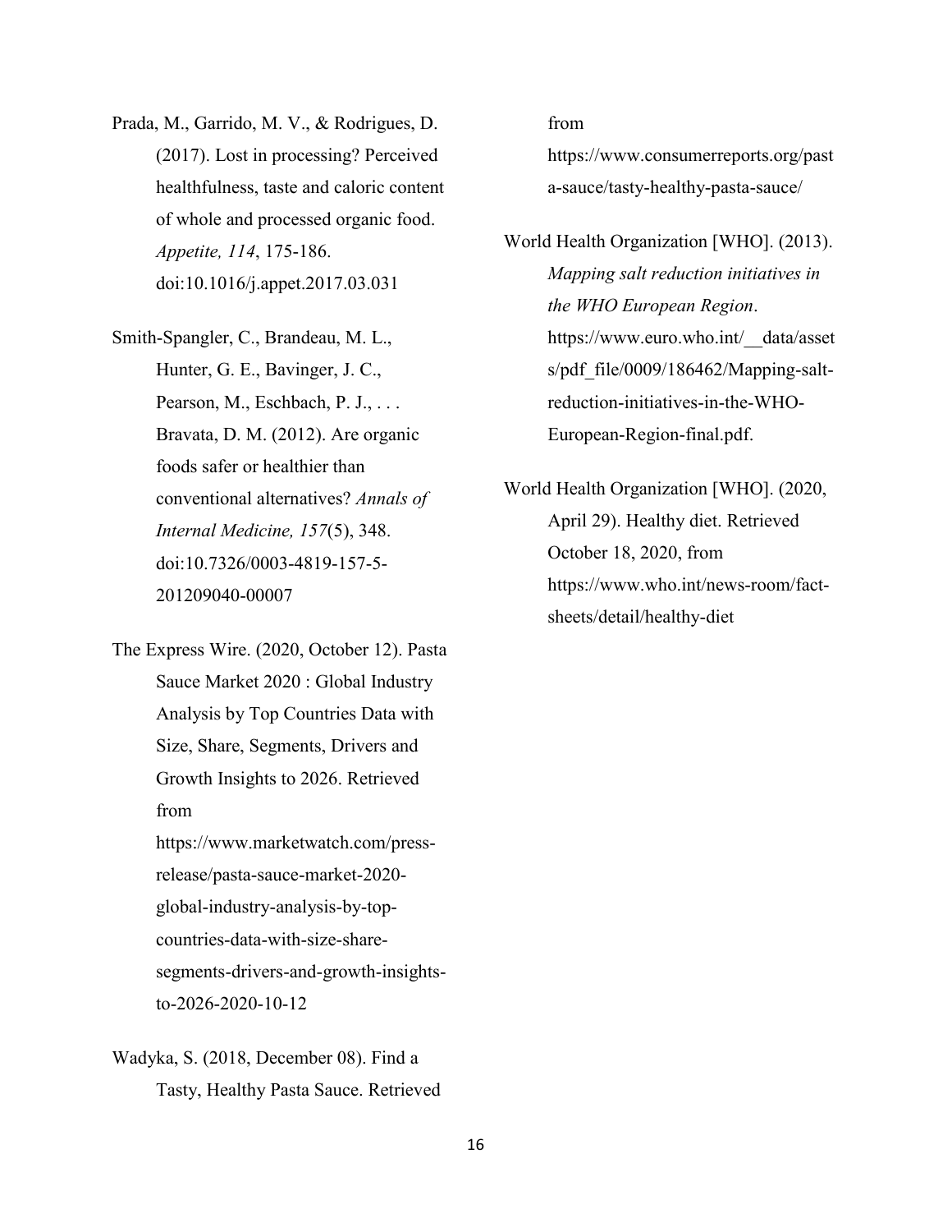Prada, M., Garrido, M. V., & Rodrigues, D. (2017). Lost in processing? Perceived healthfulness, taste and caloric content of whole and processed organic food. *Appetite, 114*, 175-186. doi:10.1016/j.appet.2017.03.031

Smith-Spangler, C., Brandeau, M. L., Hunter, G. E., Bavinger, J. C., Pearson, M., Eschbach, P. J., . . . Bravata, D. M. (2012). Are organic foods safer or healthier than conventional alternatives? *Annals of Internal Medicine, 157*(5), 348. doi:10.7326/0003-4819-157-5-201209040-00007

The Express Wire. (2020, October 12). Pasta Sauce Market 2020 : Global Industry Analysis by Top Countries Data with Size, Share, Segments, Drivers and Growth Insights to 2026. Retrieved from https://www.marketwatch.com/press-release/pasta-sauce-market-2020-global-industry-analysis-by-top-countries-data-with-size-share-segments-drivers-and-growth-insights-to-2026-2020-10-12

Wadyka, S. (2018, December 08). Find a Tasty, Healthy Pasta Sauce. Retrieved from https://www.consumerreports.org/pasta-sauce/tasty-healthy-pasta-sauce/

World Health Organization [WHO]. (2013). *Mapping salt reduction initiatives in the WHO European Region*. https://www.euro.who.int/__data/assets/pdf_file/0009/186462/Mapping-salt-reduction-initiatives-in-the-WHO-European-Region-final.pdf.

World Health Organization [WHO]. (2020, April 29). Healthy diet. Retrieved October 18, 2020, from https://www.who.int/news-room/fact-sheets/detail/healthy-diet